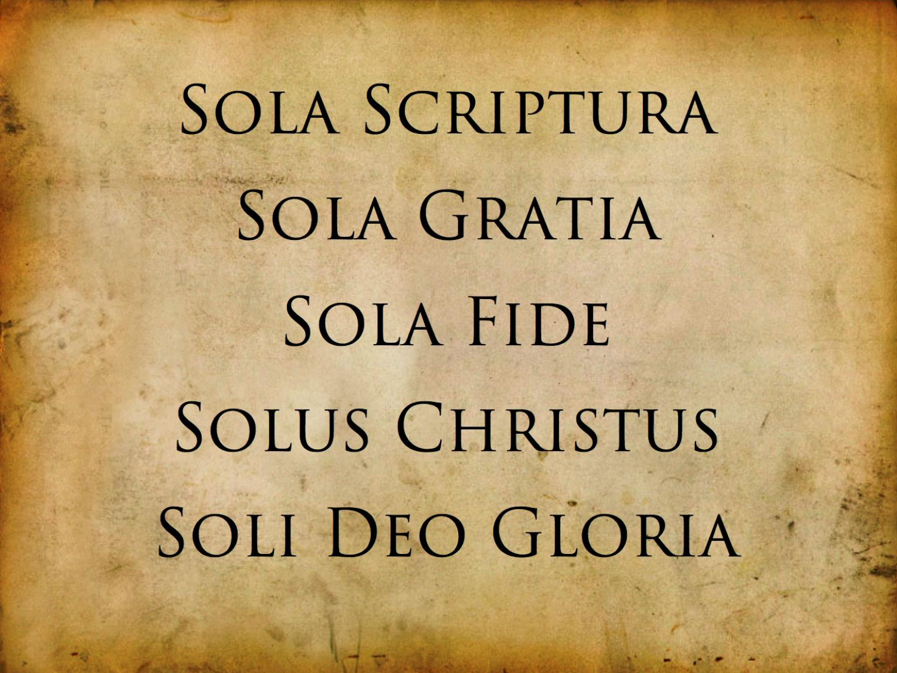Sola Scriptura

Sola Gratia

Sola Fide

Solus Christus

Soli Deo Gloria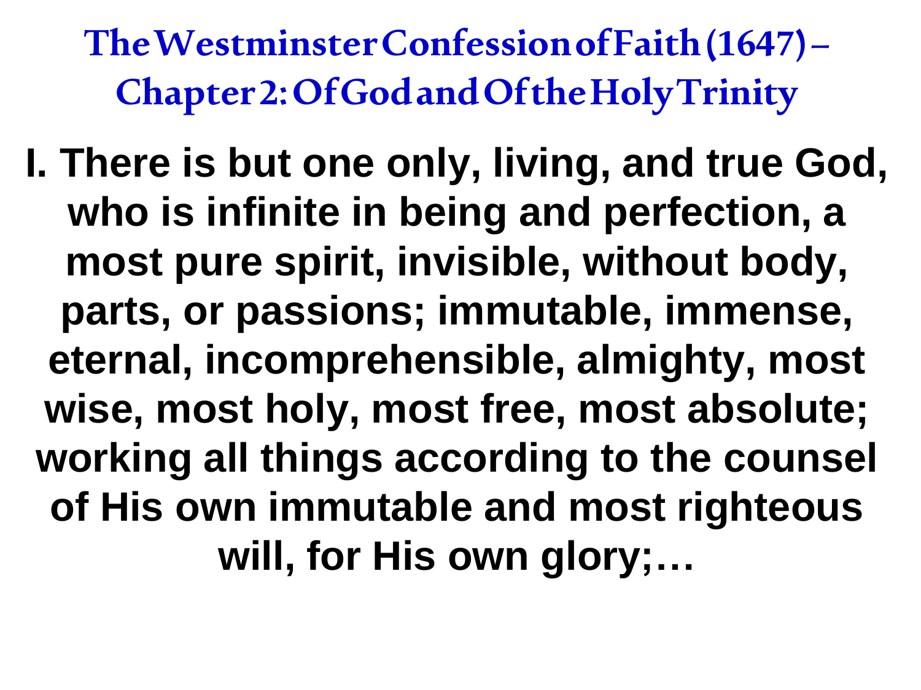# The Westminster Confession of Faith (1647) – Chapter 2: Of God and Of the Holy Trinity

**I. There is but one only, living, and true God, who is infinite in being and perfection, a most pure spirit, invisible, without body, parts, or passions; immutable, immense, eternal, incomprehensible, almighty, most wise, most holy, most free, most absolute; working all things according to the counsel of His own immutable and most righteous will, for His own glory;…**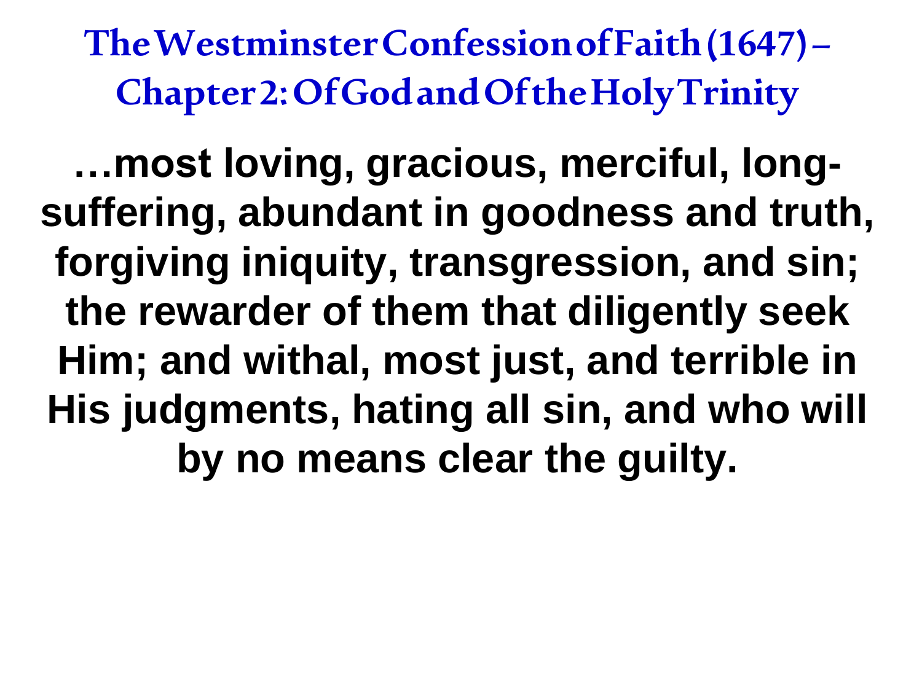## The Westminster Confession of Faith (1647) – Chapter 2: Of God and Of the Holy Trinity

**…most loving, gracious, merciful, long-suffering, abundant in goodness and truth, forgiving iniquity, transgression, and sin; the rewarder of them that diligently seek Him; and withal, most just, and terrible in His judgments, hating all sin, and who will by no means clear the guilty.**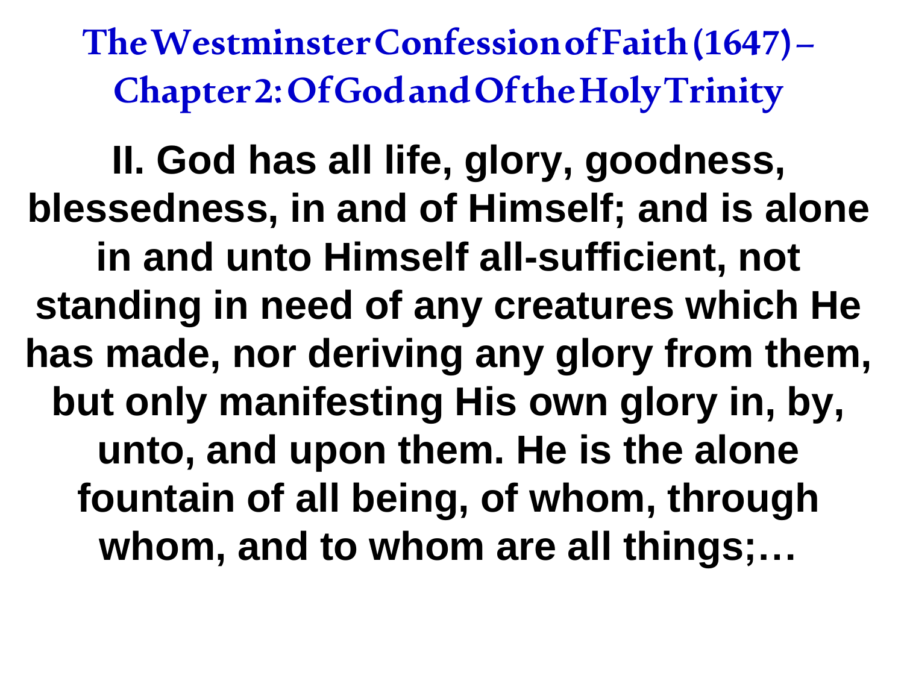# The Westminster Confession of Faith (1647) – Chapter 2: Of God and Of the Holy Trinity

**II. God has all life, glory, goodness, blessedness, in and of Himself; and is alone in and unto Himself all-sufficient, not standing in need of any creatures which He has made, nor deriving any glory from them, but only manifesting His own glory in, by, unto, and upon them. He is the alone fountain of all being, of whom, through whom, and to whom are all things;…**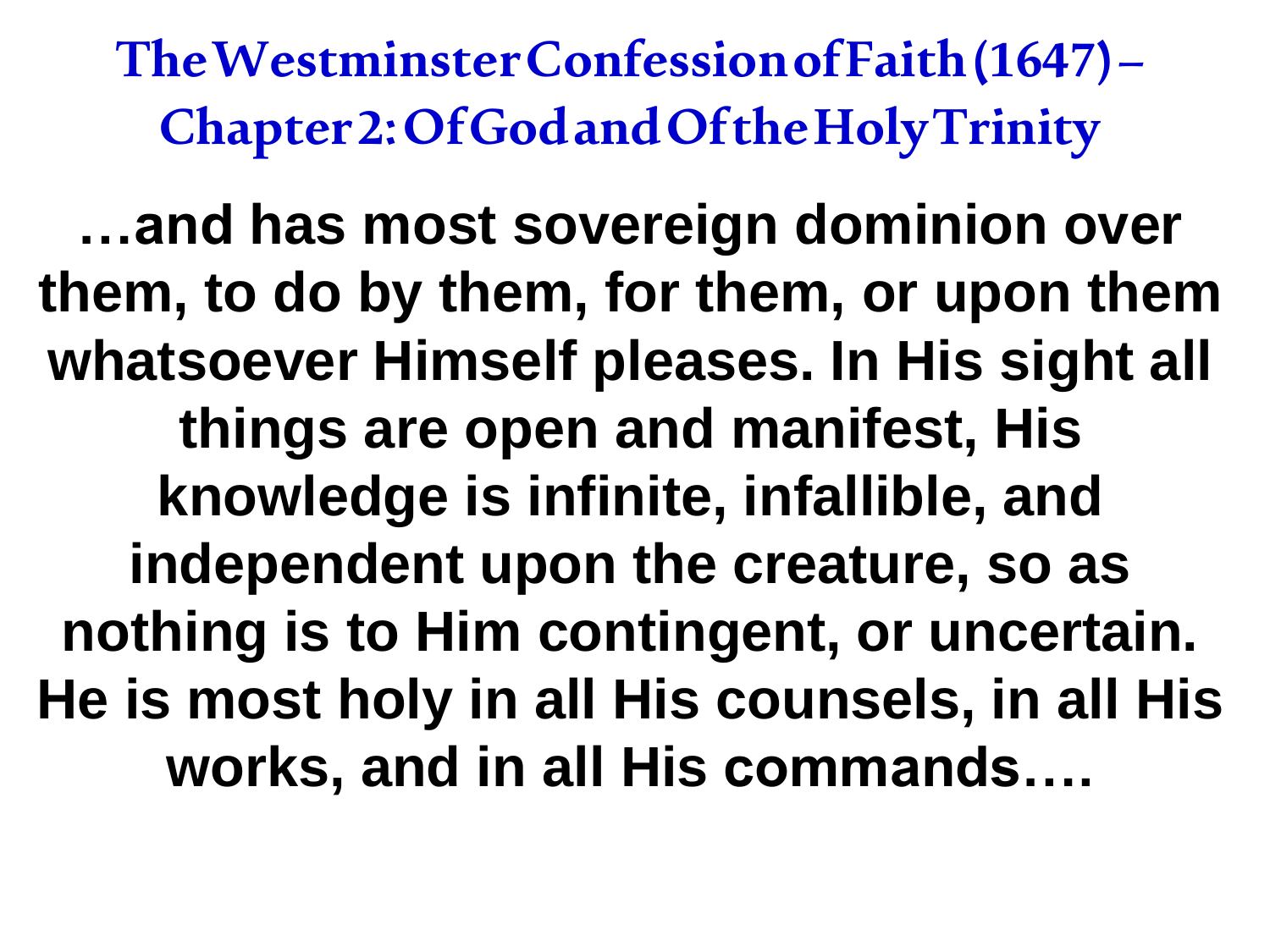# The Westminster Confession of Faith (1647) – Chapter 2: Of God and Of the Holy Trinity

**…and has most sovereign dominion over them, to do by them, for them, or upon them whatsoever Himself pleases. In His sight all things are open and manifest, His knowledge is infinite, infallible, and independent upon the creature, so as nothing is to Him contingent, or uncertain. He is most holy in all His counsels, in all His works, and in all His commands….**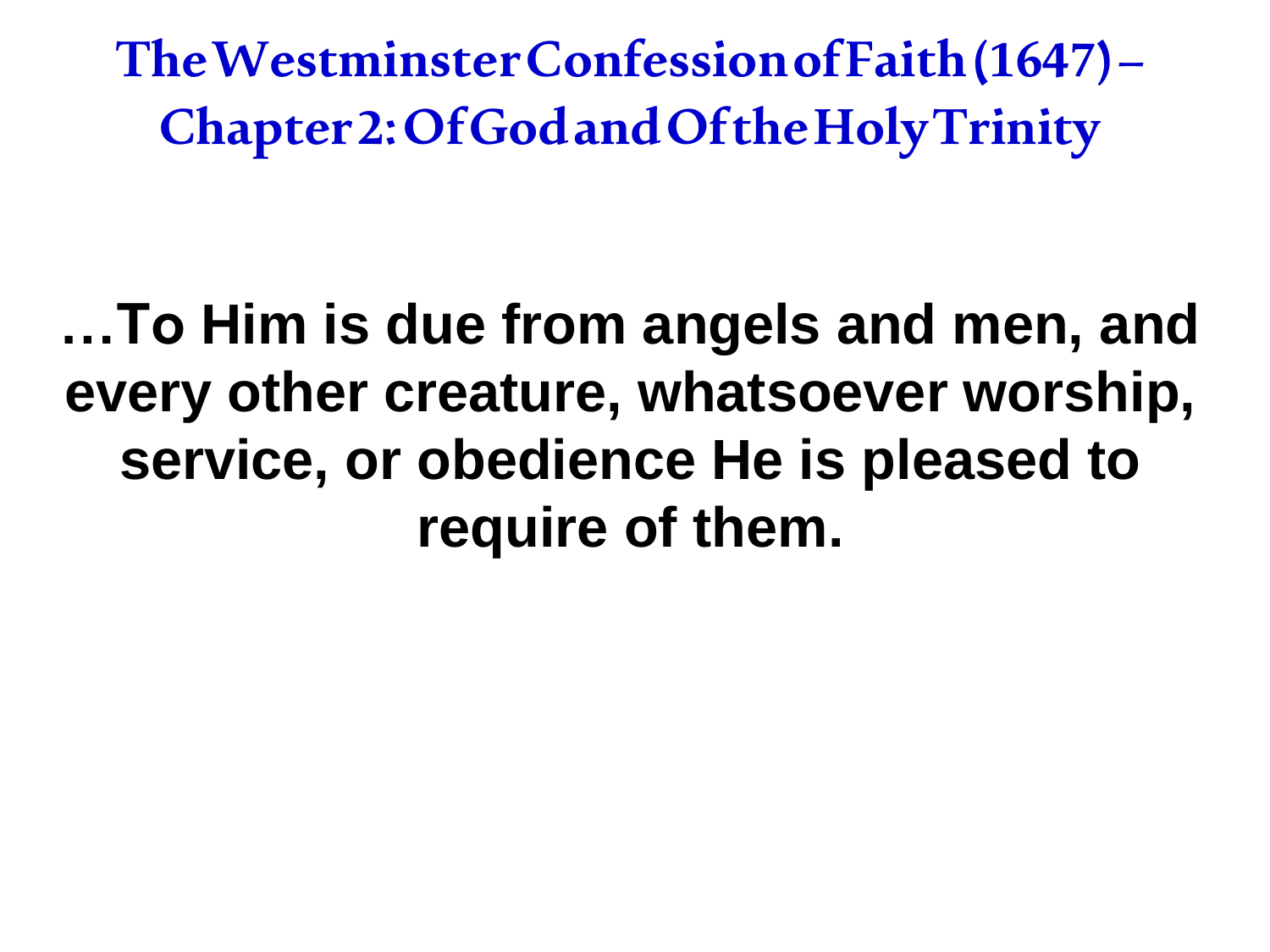# The Westminster Confession of Faith (1647) – Chapter 2: Of God and Of the Holy Trinity

**…To Him is due from angels and men, and every other creature, whatsoever worship, service, or obedience He is pleased to require of them.**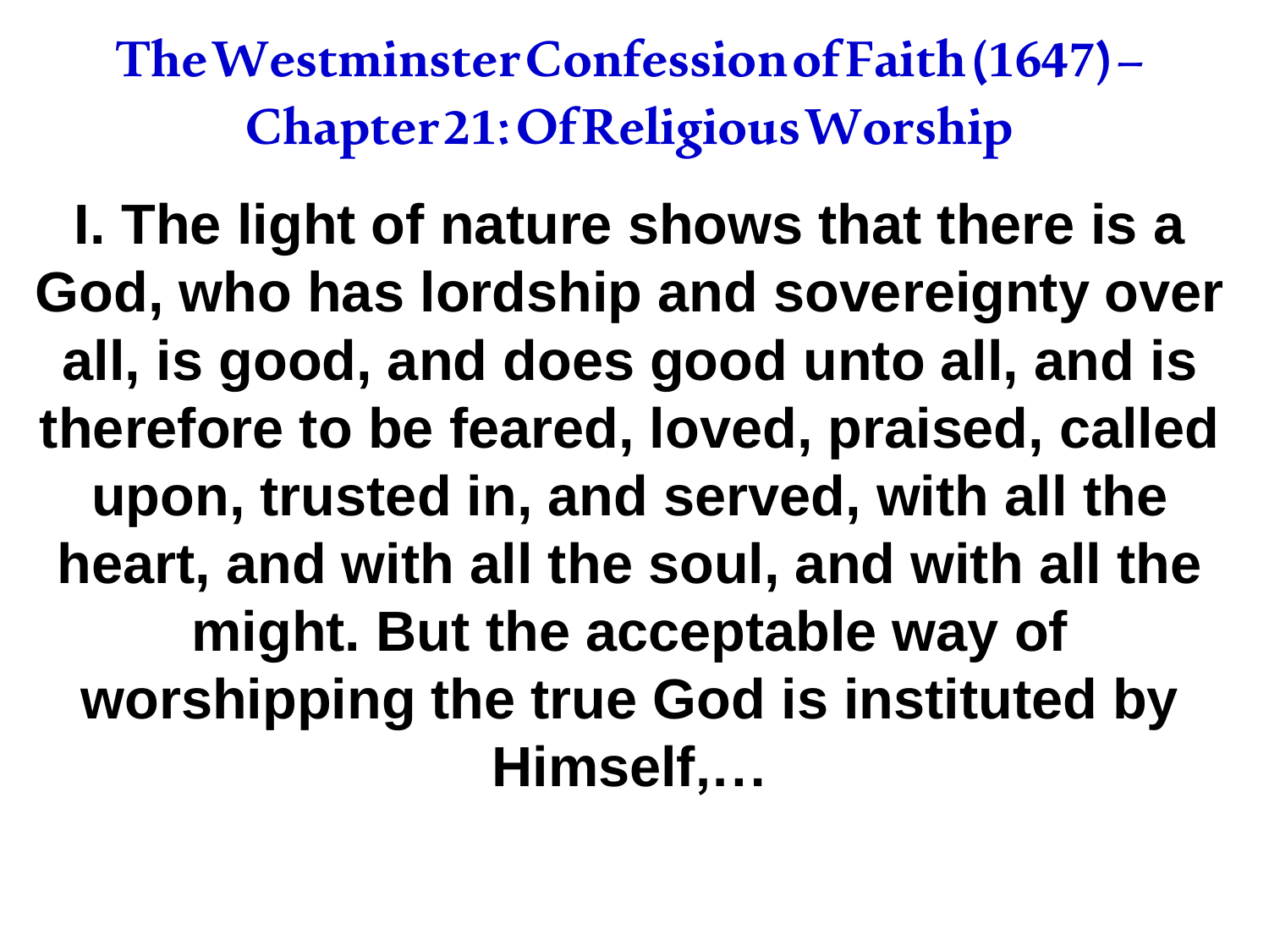# The Westminster Confession of Faith (1647) – Chapter 21: Of Religious Worship

**I. The light of nature shows that there is a God, who has lordship and sovereignty over all, is good, and does good unto all, and is therefore to be feared, loved, praised, called upon, trusted in, and served, with all the heart, and with all the soul, and with all the might. But the acceptable way of worshipping the true God is instituted by Himself,…**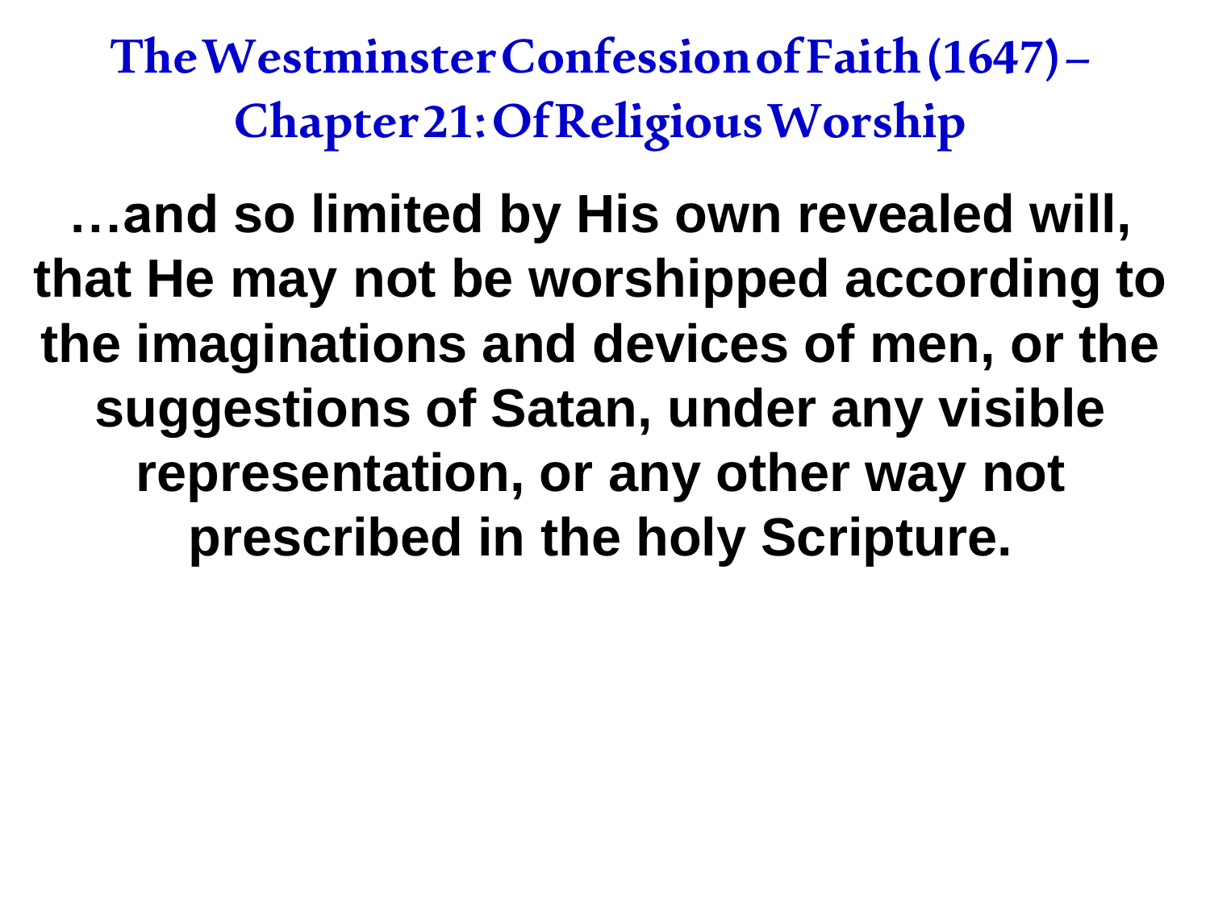# The Westminster Confession of Faith (1647) – Chapter 21: Of Religious Worship

**…and so limited by His own revealed will, that He may not be worshipped according to the imaginations and devices of men, or the suggestions of Satan, under any visible representation, or any other way not prescribed in the holy Scripture.**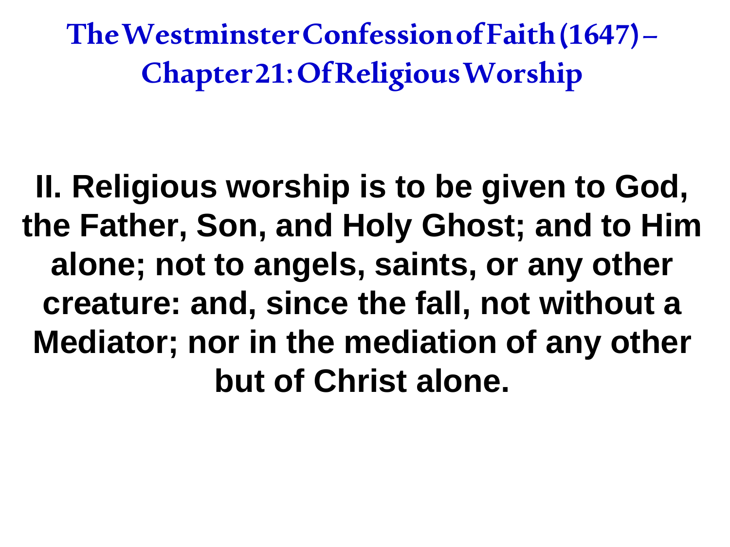# The Westminster Confession of Faith (1647) – Chapter 21: Of Religious Worship

**II. Religious worship is to be given to God, the Father, Son, and Holy Ghost; and to Him alone; not to angels, saints, or any other creature: and, since the fall, not without a Mediator; nor in the mediation of any other but of Christ alone.**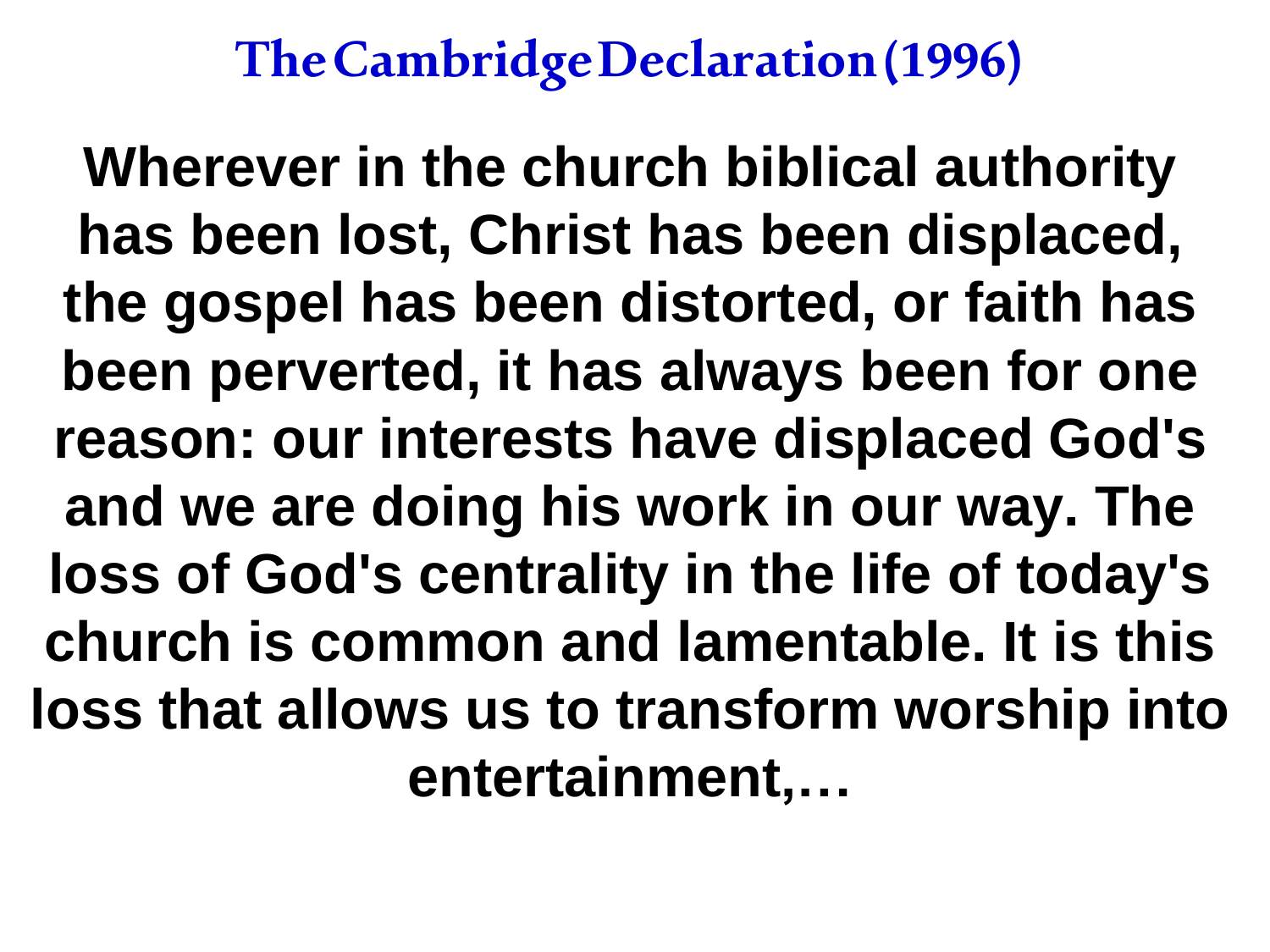# The Cambridge Declaration (1996)

**Wherever in the church biblical authority has been lost, Christ has been displaced, the gospel has been distorted, or faith has been perverted, it has always been for one reason: our interests have displaced God's and we are doing his work in our way. The loss of God's centrality in the life of today's church is common and lamentable. It is this loss that allows us to transform worship into entertainment,…**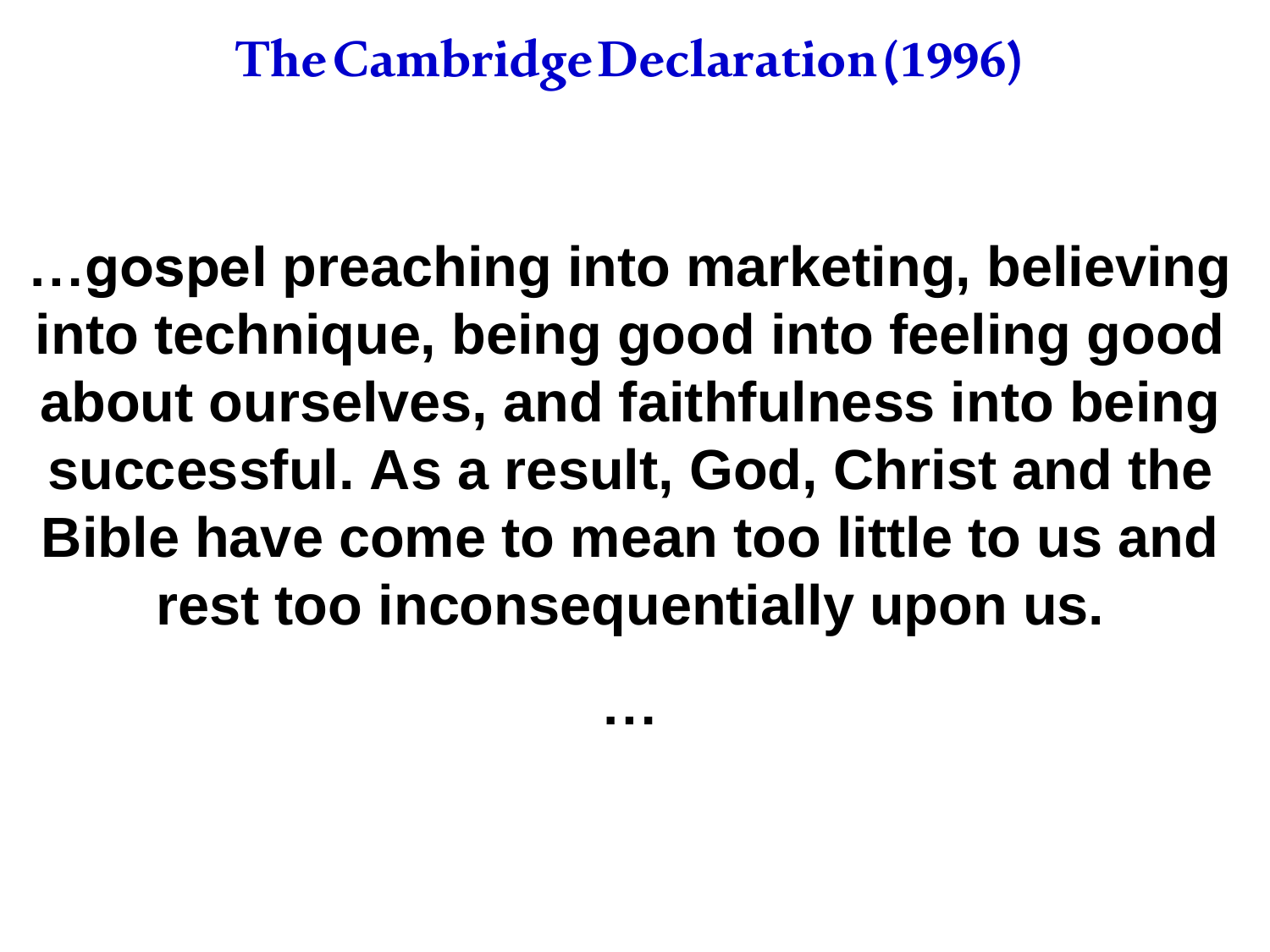# The Cambridge Declaration (1996)

**…gospel preaching into marketing, believing into technique, being good into feeling good about ourselves, and faithfulness into being successful. As a result, God, Christ and the Bible have come to mean too little to us and rest too inconsequentially upon us.**

**…**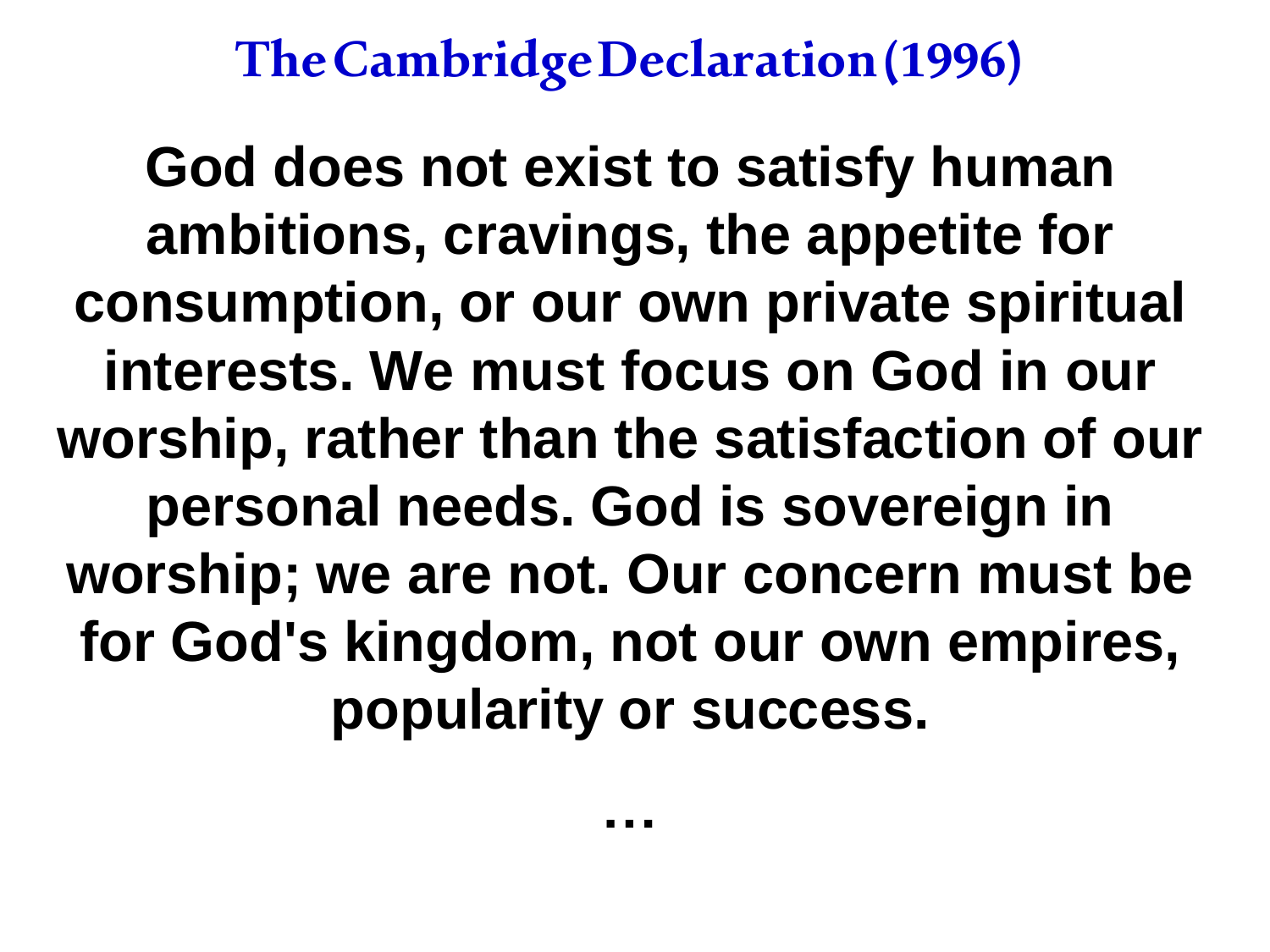# The Cambridge Declaration (1996)

**God does not exist to satisfy human ambitions, cravings, the appetite for consumption, or our own private spiritual interests. We must focus on God in our worship, rather than the satisfaction of our personal needs. God is sovereign in worship; we are not. Our concern must be for God's kingdom, not our own empires, popularity or success.**

**…**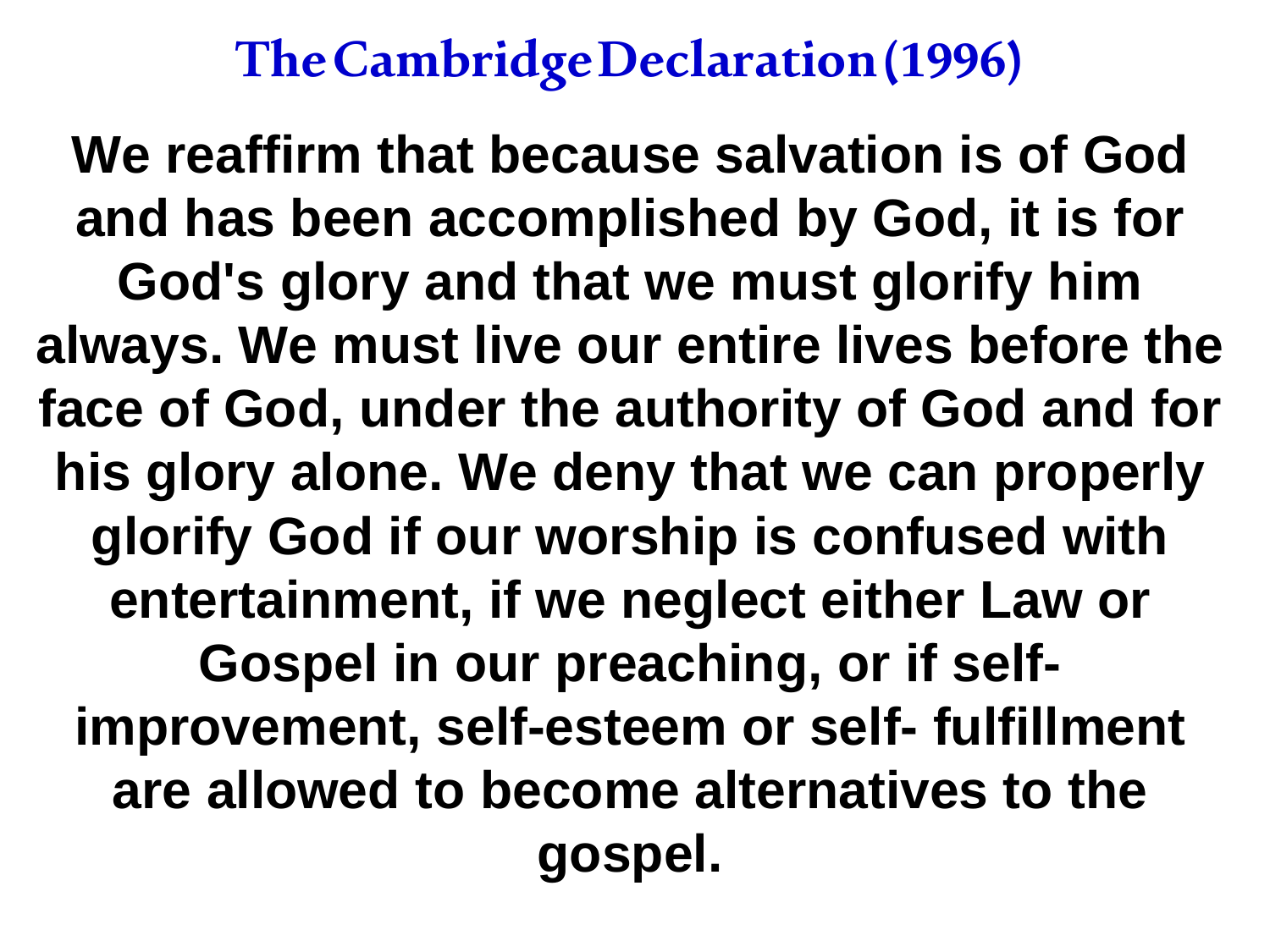# The Cambridge Declaration (1996)

**We reaffirm that because salvation is of God and has been accomplished by God, it is for God's glory and that we must glorify him always. We must live our entire lives before the face of God, under the authority of God and for his glory alone. We deny that we can properly glorify God if our worship is confused with entertainment, if we neglect either Law or Gospel in our preaching, or if self-improvement, self-esteem or self- fulfillment are allowed to become alternatives to the gospel.**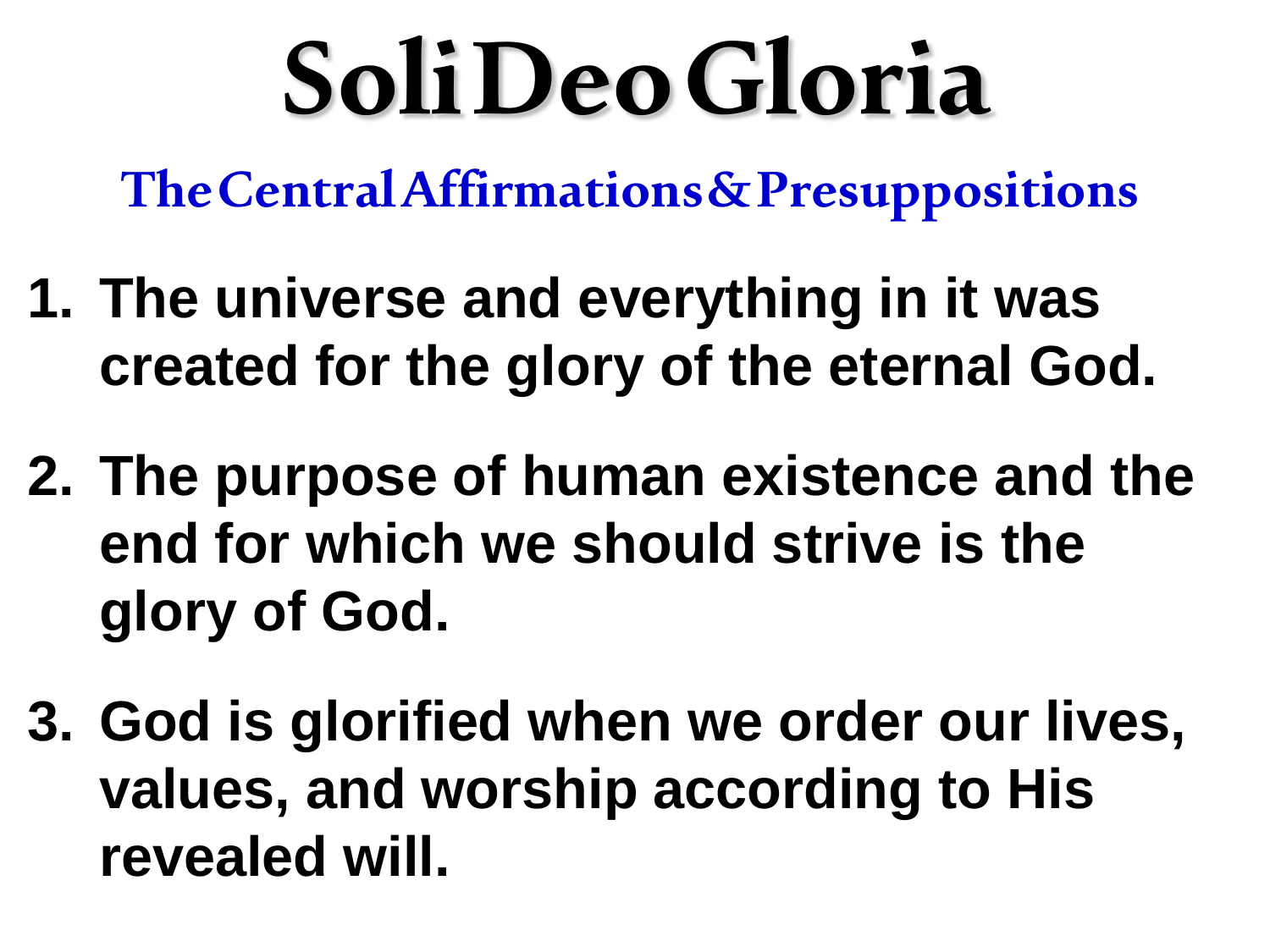# Soli Deo Gloria

## The Central Affirmations & Presuppositions

1. **The universe and everything in it was created for the glory of the eternal God.**
2. **The purpose of human existence and the end for which we should strive is the glory of God.**
3. **God is glorified when we order our lives, values, and worship according to His revealed will.**